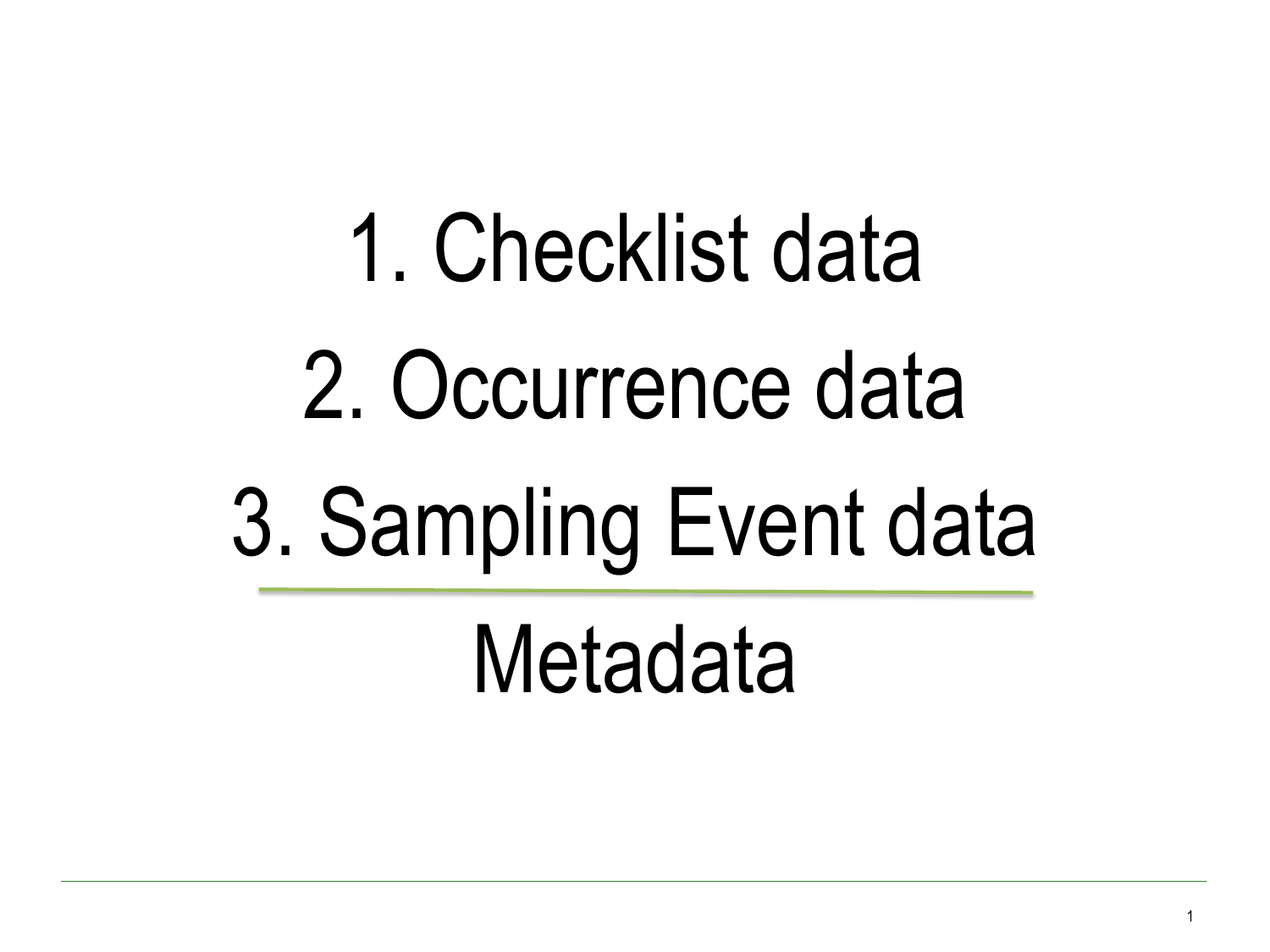1. Checklist data
2. Occurrence data
3. Sampling Event data

---

Metadata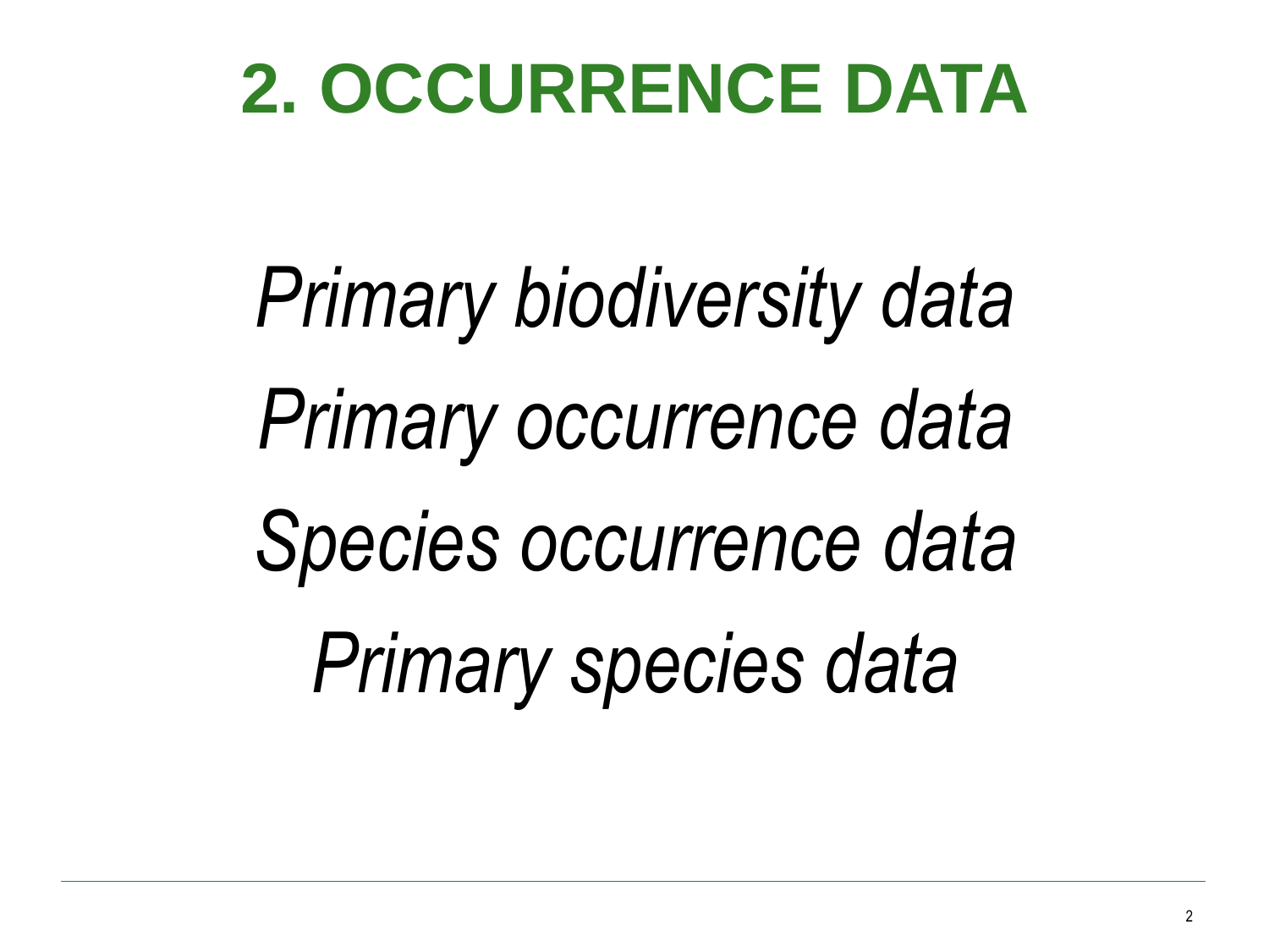# 2. OCCURRENCE DATA

*Primary biodiversity data*

*Primary occurrence data*

*Species occurrence data*

*Primary species data*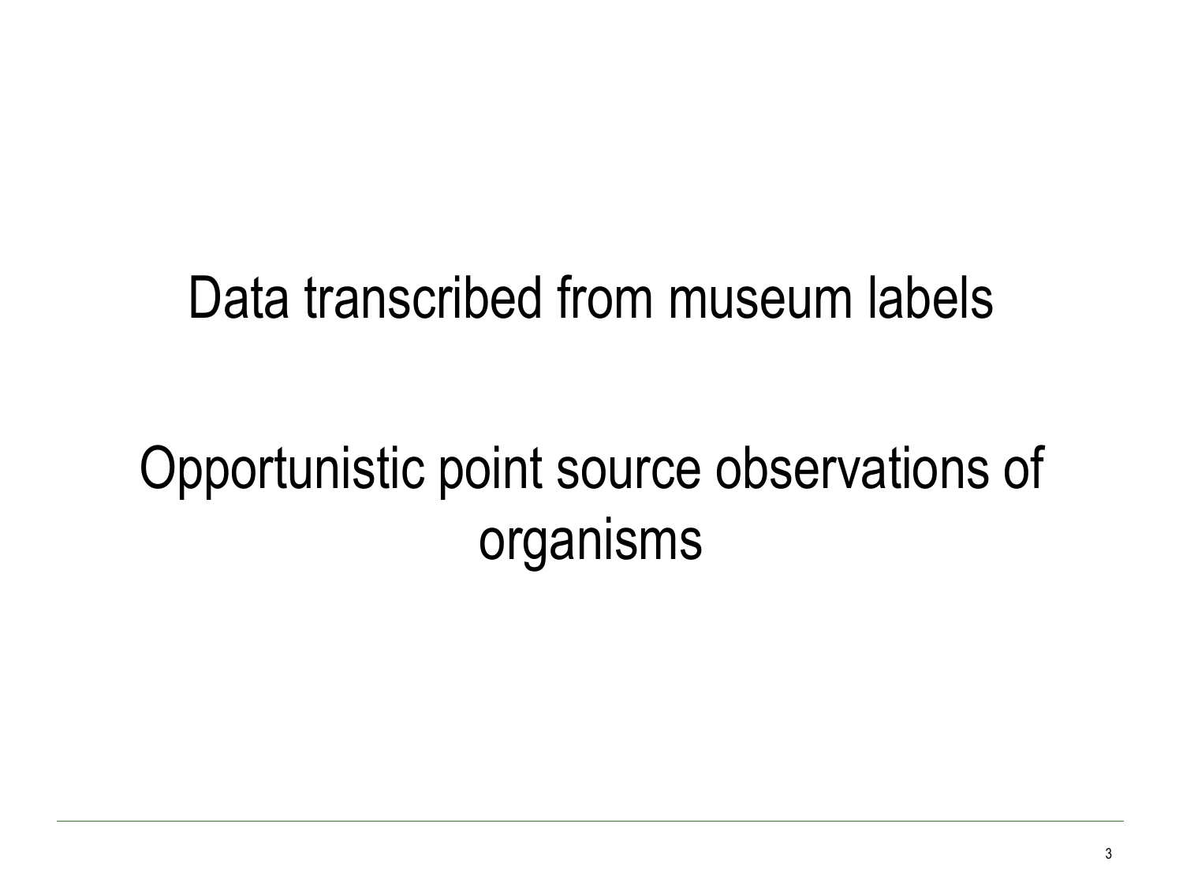Data transcribed from museum labels

Opportunistic point source observations of organisms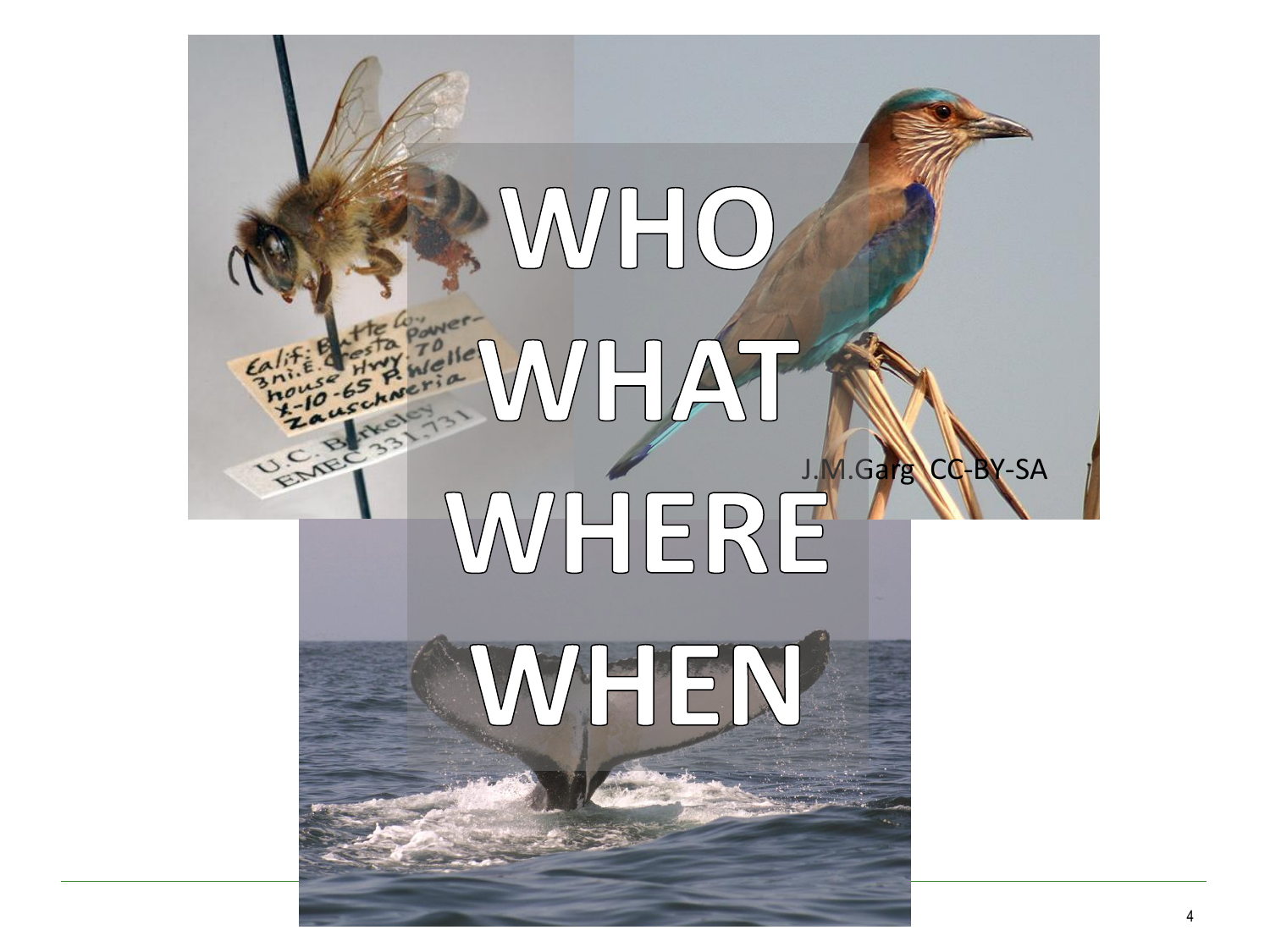# WHO

# WHAT

# WHERE

# WHEN

J.M.Garg CC-BY-SA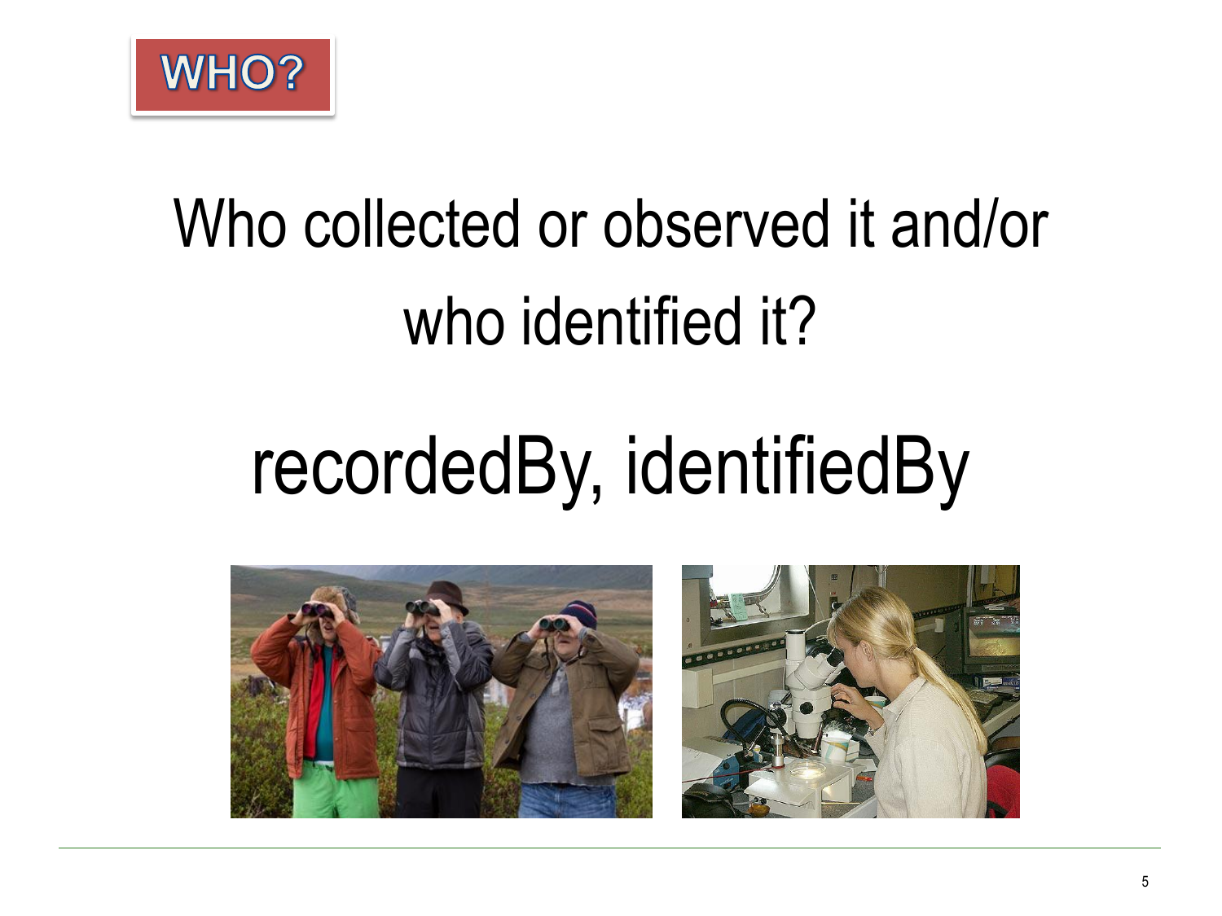# WHO?

Who collected or observed it and/or who identified it?

recordedBy, identifiedBy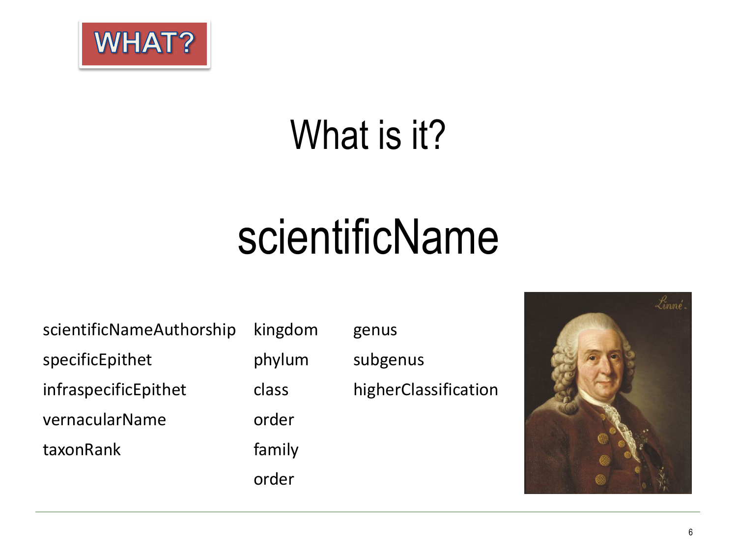WHAT?

# What is it?

# scientificName

- scientificNameAuthorship
- specificEpithet
- infraspecificEpithet
- vernacularName
- taxonRank

- kingdom
- phylum
- class
- order
- family
- order

- genus
- subgenus
- higherClassification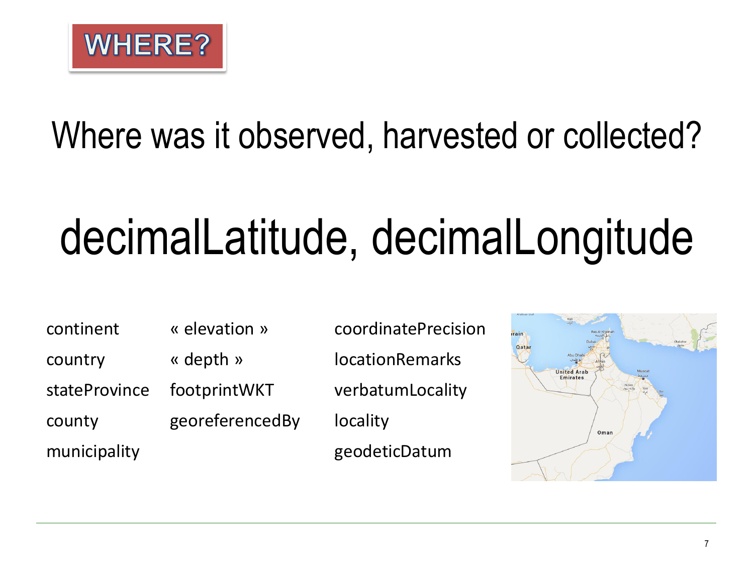# WHERE?

## Where was it observed, harvested or collected?

# decimalLatitude, decimalLongitude

continent

country

stateProvince

county

municipality

« elevation »

« depth »

footprintWKT

georeferencedBy

coordinatePrecision

locationRemarks

verbatumLocality

locality

geodeticDatum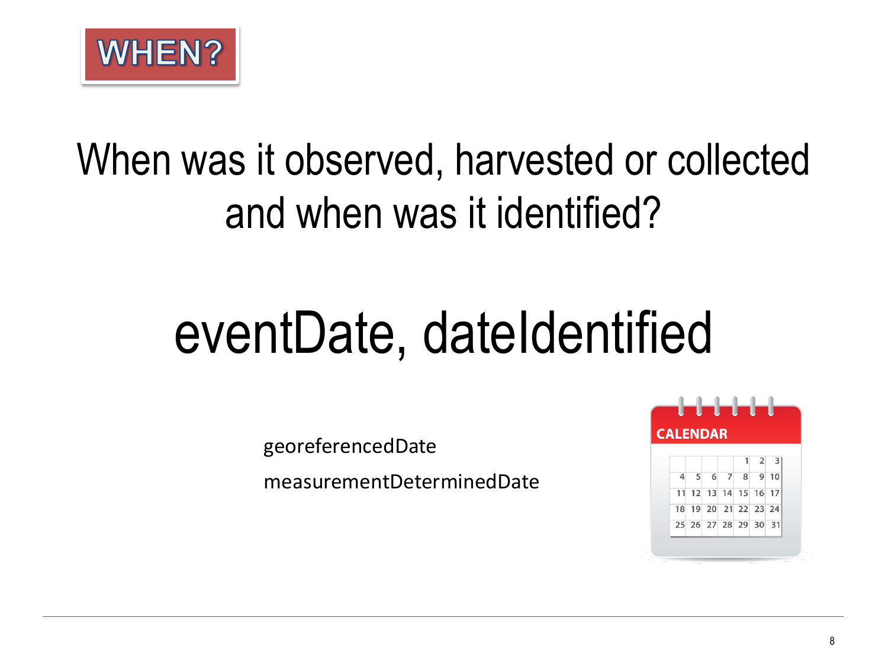# WHEN?

When was it observed, harvested or collected and when was it identified?

## eventDate, dateIdentified

georeferencedDate

measurementDeterminedDate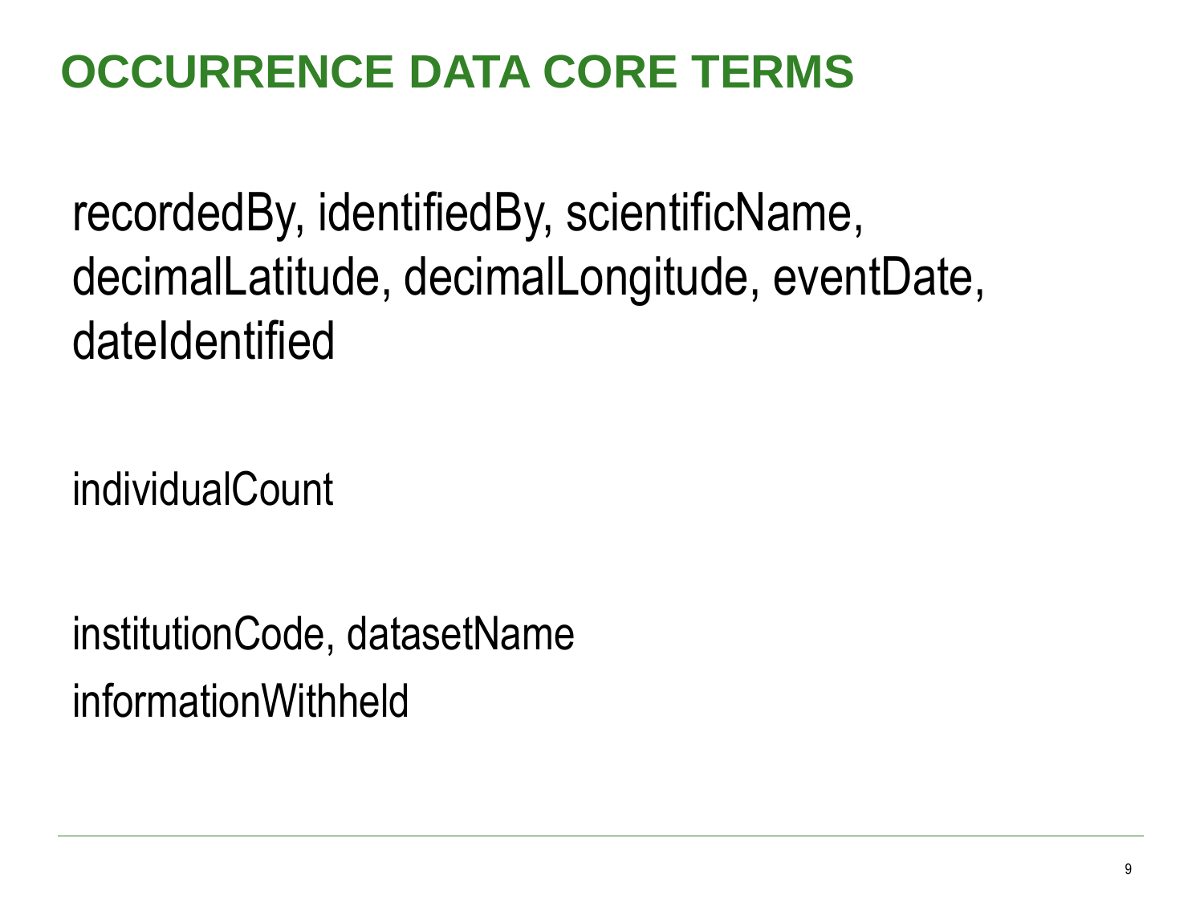# OCCURRENCE DATA CORE TERMS

recordedBy, identifiedBy, scientificName, decimalLatitude, decimalLongitude, eventDate, dateIdentified

individualCount

institutionCode, datasetName
informationWithheld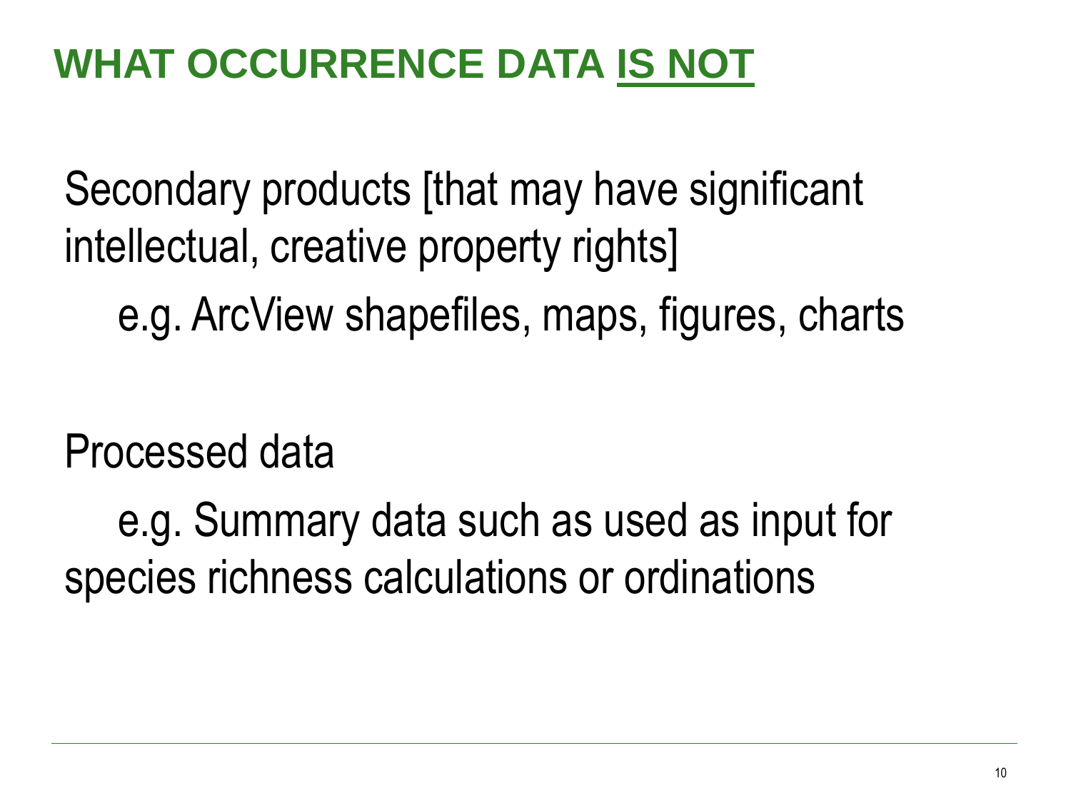# WHAT OCCURRENCE DATA IS NOT

Secondary products [that may have significant intellectual, creative property rights]

e.g. ArcView shapefiles, maps, figures, charts

Processed data

e.g. Summary data such as used as input for species richness calculations or ordinations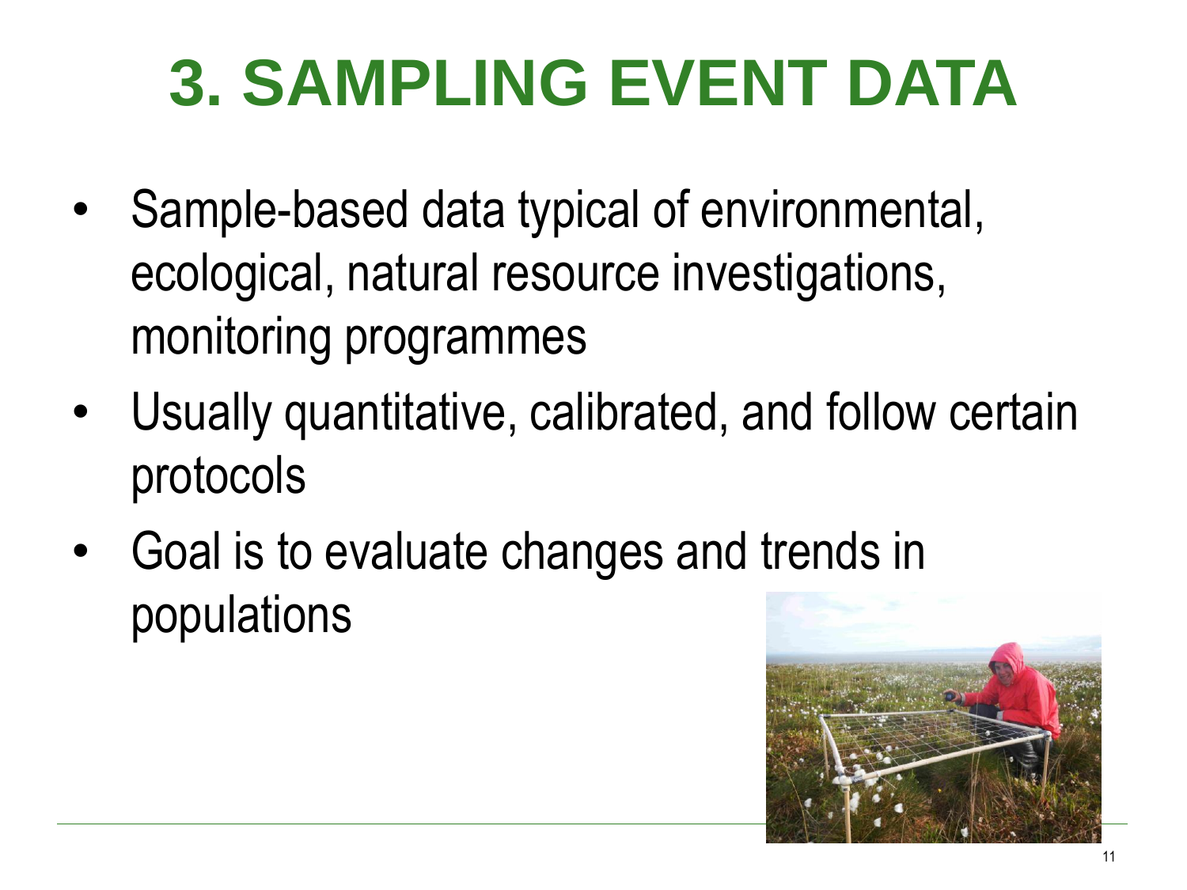# 3. SAMPLING EVENT DATA

- Sample-based data typical of environmental, ecological, natural resource investigations, monitoring programmes
- Usually quantitative, calibrated, and follow certain protocols
- Goal is to evaluate changes and trends in populations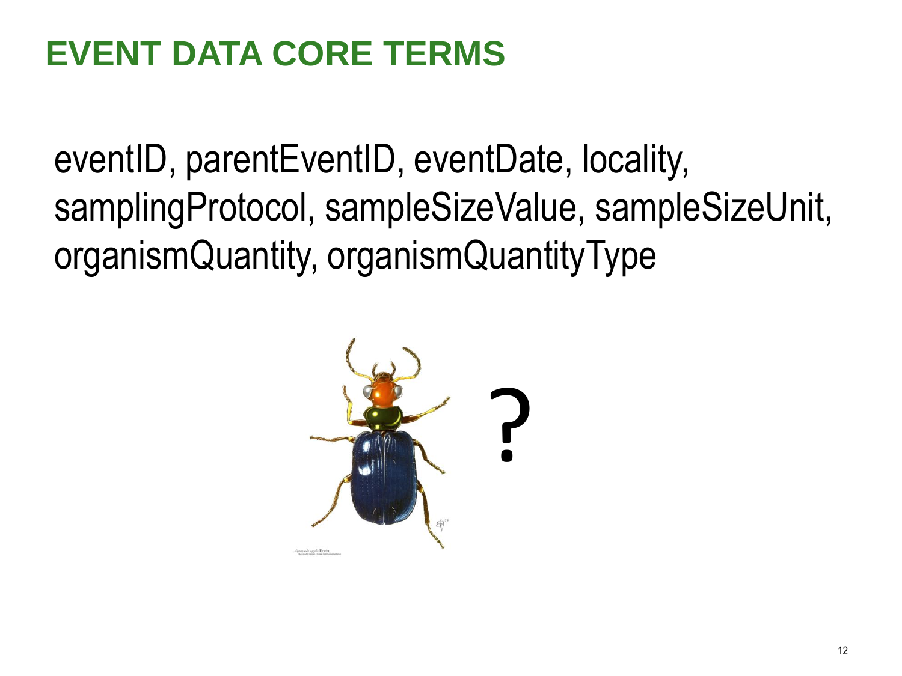# EVENT DATA CORE TERMS

eventID, parentEventID, eventDate, locality, samplingProtocol, sampleSizeValue, sampleSizeUnit, organismQuantity, organismQuantityType

?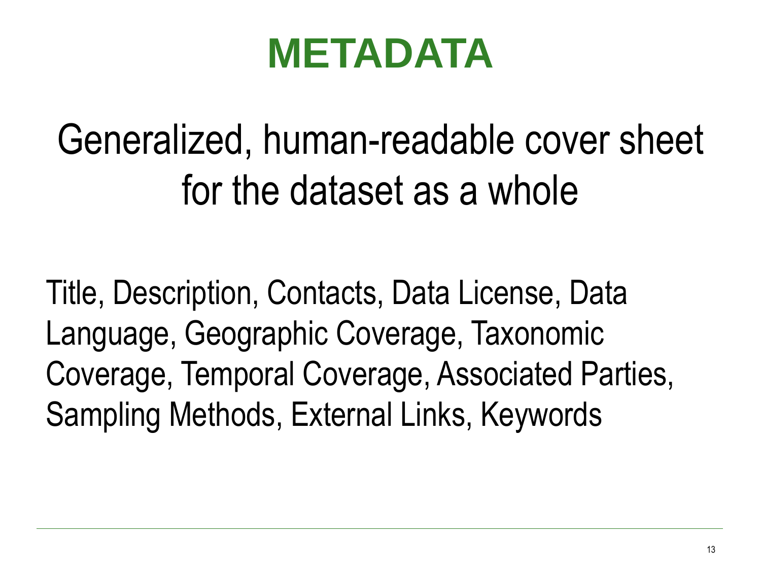# METADATA

## Generalized, human-readable cover sheet for the dataset as a whole

Title, Description, Contacts, Data License, Data Language, Geographic Coverage, Taxonomic Coverage, Temporal Coverage, Associated Parties, Sampling Methods, External Links, Keywords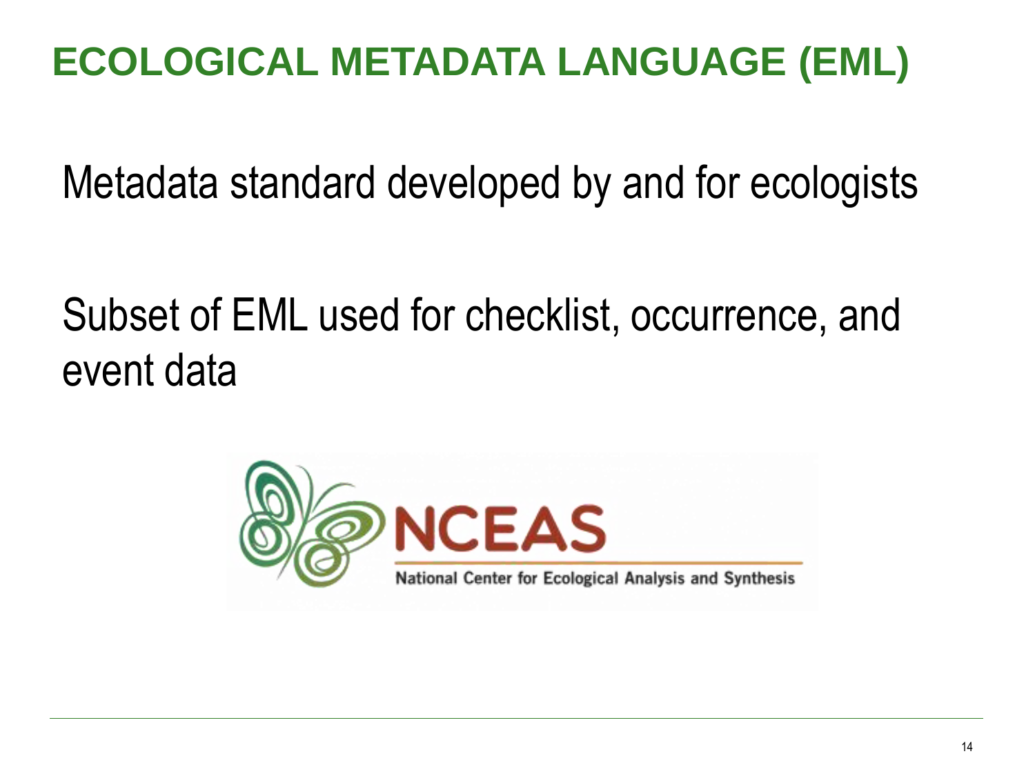# ECOLOGICAL METADATA LANGUAGE (EML)

Metadata standard developed by and for ecologists

Subset of EML used for checklist, occurrence, and event data

NCEAS

National Center for Ecological Analysis and Synthesis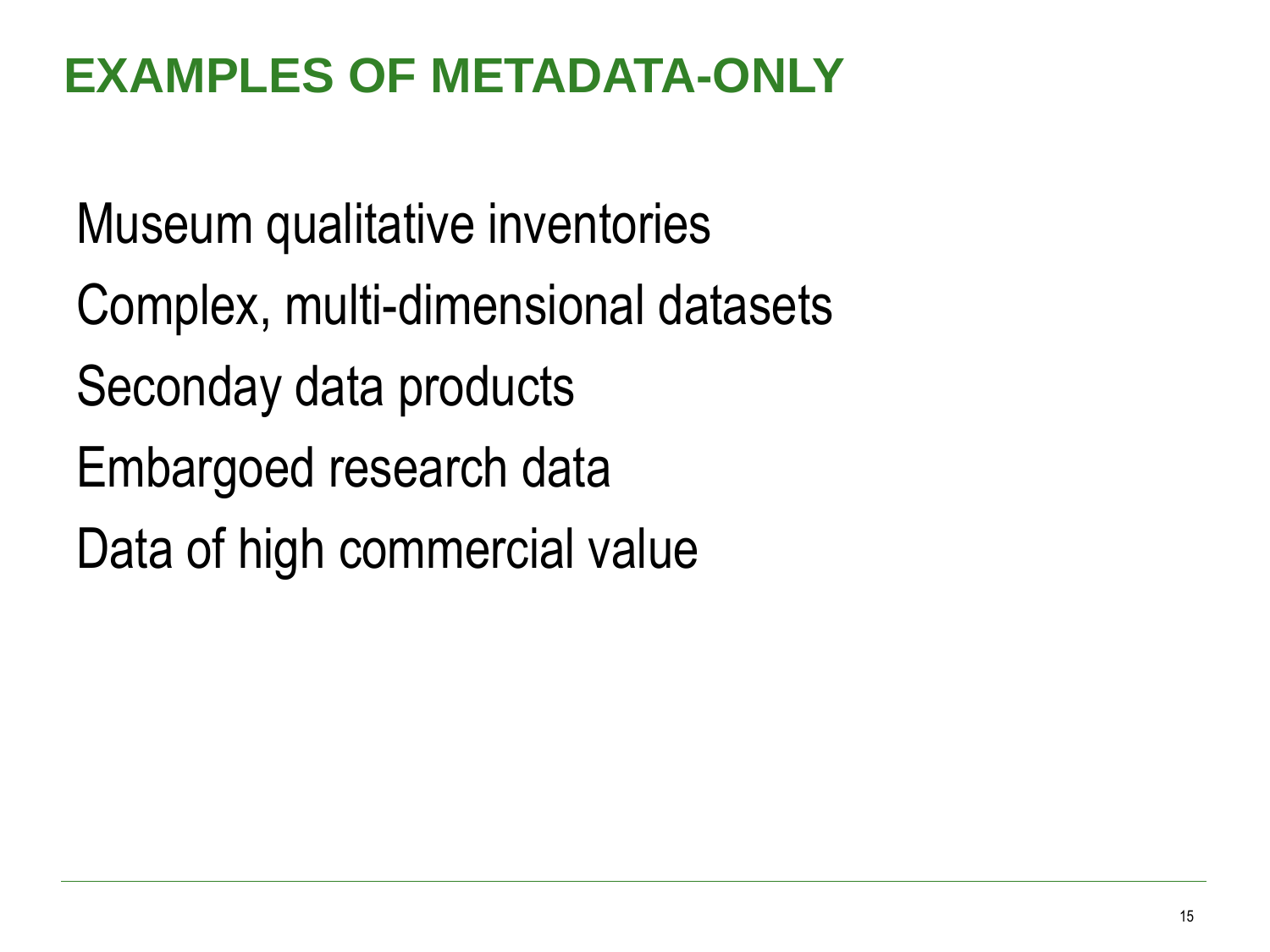# EXAMPLES OF METADATA-ONLY

Museum qualitative inventories

Complex, multi-dimensional datasets

Seconday data products

Embargoed research data

Data of high commercial value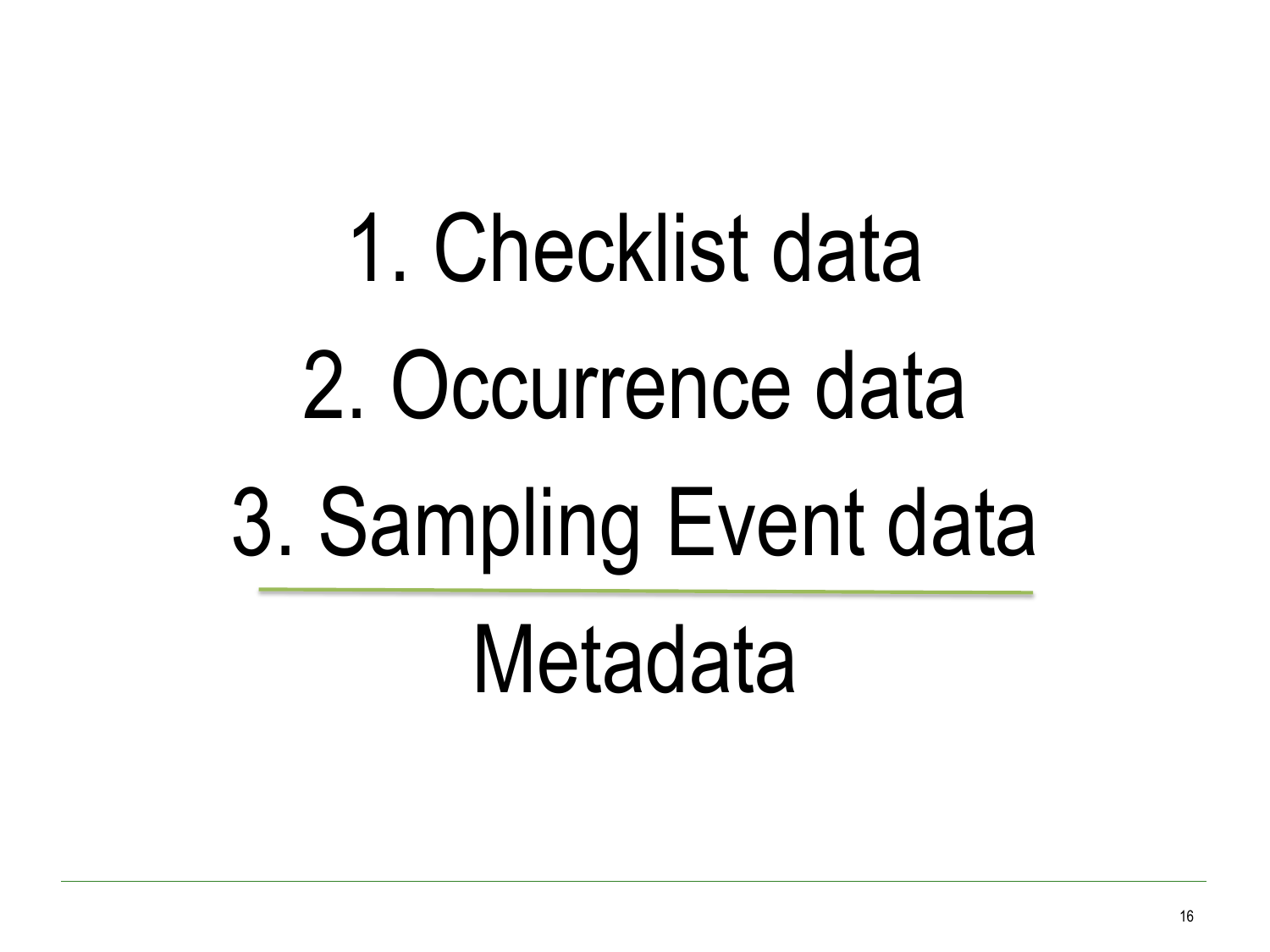1. Checklist data
2. Occurrence data
3. Sampling Event data

Metadata